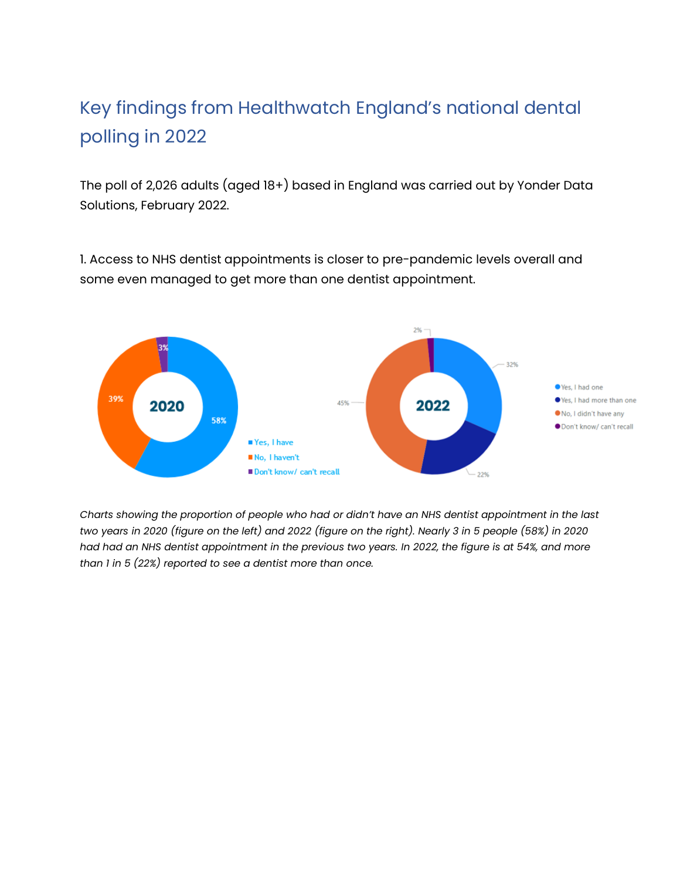# Key findings from Healthwatch England's national dental polling in 2022

The poll of 2,026 adults (aged 18+) based in England was carried out by Yonder Data Solutions, February 2022.

1. Access to NHS dentist appointments is closer to pre-pandemic levels overall and some even managed to get more than one dentist appointment.

*Charts showing the proportion of people who had or didn't have an NHS dentist appointment in the last two years in 2020 (figure on the left) and 2022 (figure on the right). Nearly 3 in 5 people (58%) in 2020 had had an NHS dentist appointment in the previous two years. In 2022, the figure is at 54%, and more than 1 in 5 (22%) reported to see a dentist more than once.*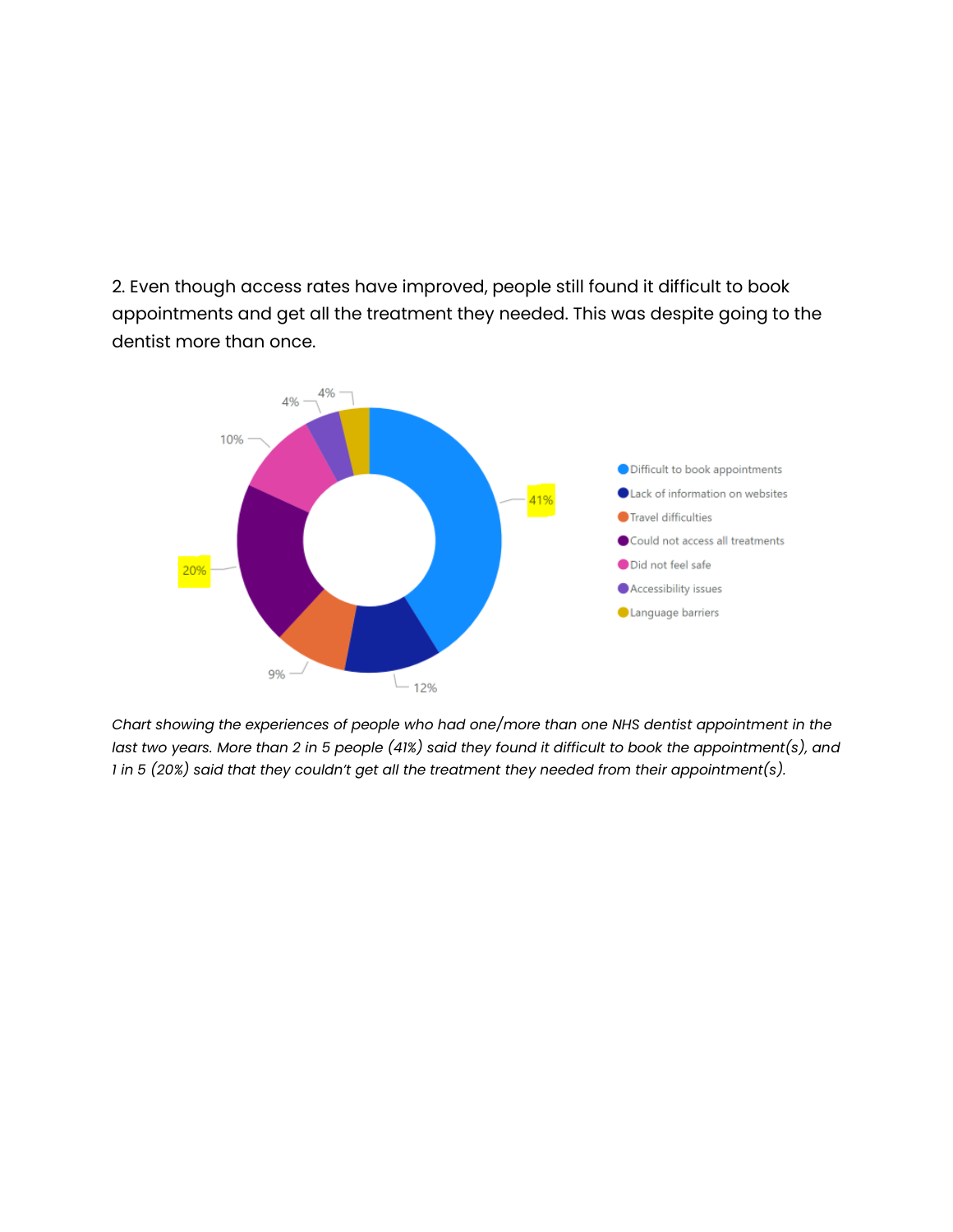2. Even though access rates have improved, people still found it difficult to book appointments and get all the treatment they needed. This was despite going to the dentist more than once.

| Experience | Percentage |
| --- | --- |
| Difficult to book appointments | 41% |
| Lack of information on websites | 12% |
| Travel difficulties | 9% |
| Could not access all treatments | 20% |
| Did not feel safe | 10% |
| Accessibility issues | 4% |
| Language barriers | 4% |

*Chart showing the experiences of people who had one/more than one NHS dentist appointment in the last two years. More than 2 in 5 people (41%) said they found it difficult to book the appointment(s), and 1 in 5 (20%) said that they couldn't get all the treatment they needed from their appointment(s).*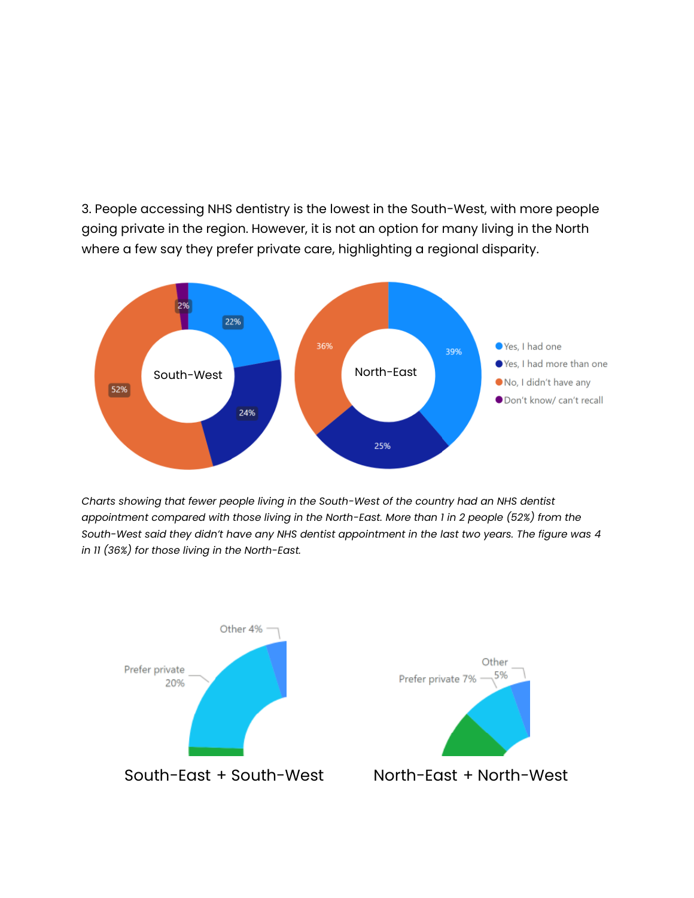3. People accessing NHS dentistry is the lowest in the South-West, with more people going private in the region. However, it is not an option for many living in the North where a few say they prefer private care, highlighting a regional disparity.

| | South-West | North-East |
|---|---|---|
| Yes, I had one | 22% | 39% |
| Yes, I had more than one | 24% | 25% |
| No, I didn't have any | 52% | 36% |
| Don't know/ can't recall | 2% | |

*Charts showing that fewer people living in the South-West of the country had an NHS dentist appointment compared with those living in the North-East. More than 1 in 2 people (52%) from the South-West said they didn't have any NHS dentist appointment in the last two years. The figure was 4 in 11 (36%) for those living in the North-East.*

| | South-East + South-West | North-East + North-West |
|---|---|---|
| Prefer private | 20% | 7% |
| Other | 4% | 5% |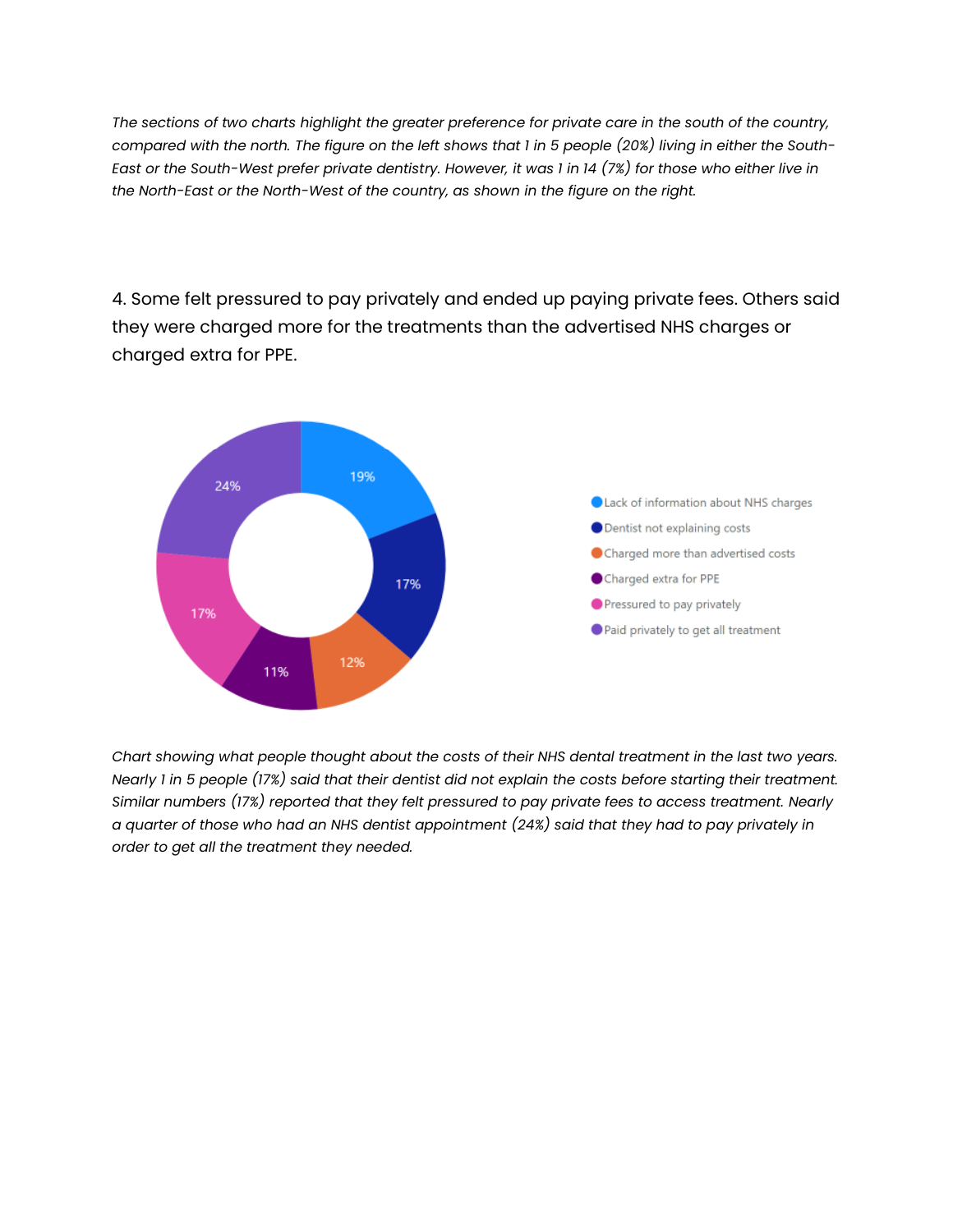*The sections of two charts highlight the greater preference for private care in the south of the country, compared with the north. The figure on the left shows that 1 in 5 people (20%) living in either the South-East or the South-West prefer private dentistry. However, it was 1 in 14 (7%) for those who either live in the North-East or the North-West of the country, as shown in the figure on the right.*

4. Some felt pressured to pay privately and ended up paying private fees. Others said they were charged more for the treatments than the advertised NHS charges or charged extra for PPE.

| Category | % |
|---|---|
| Lack of information about NHS charges | 19% |
| Dentist not explaining costs | 17% |
| Charged more than advertised costs | 12% |
| Charged extra for PPE | 11% |
| Pressured to pay privately | 17% |
| Paid privately to get all treatment | 24% |

*Chart showing what people thought about the costs of their NHS dental treatment in the last two years. Nearly 1 in 5 people (17%) said that their dentist did not explain the costs before starting their treatment. Similar numbers (17%) reported that they felt pressured to pay private fees to access treatment. Nearly a quarter of those who had an NHS dentist appointment (24%) said that they had to pay privately in order to get all the treatment they needed.*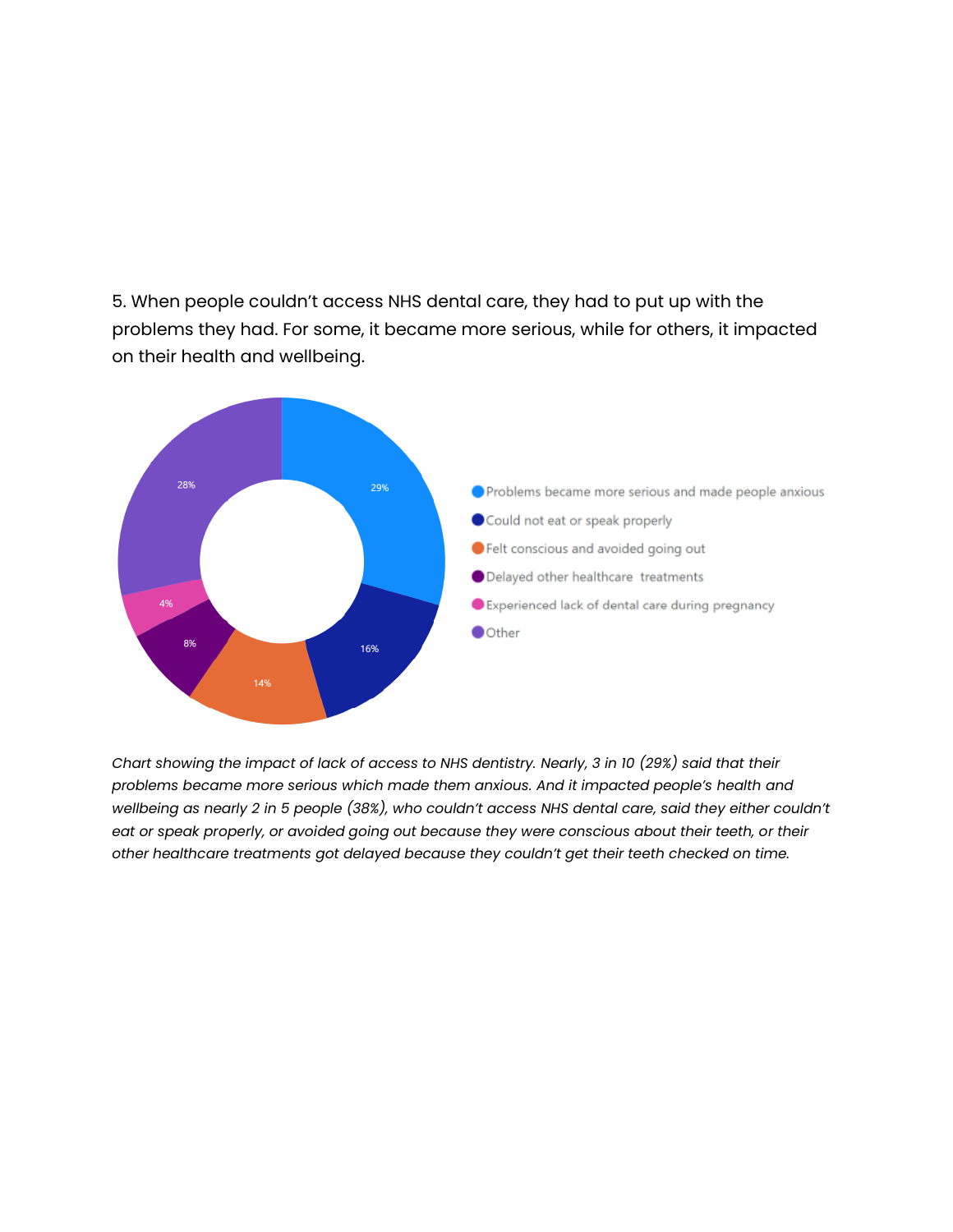5. When people couldn't access NHS dental care, they had to put up with the problems they had. For some, it became more serious, while for others, it impacted on their health and wellbeing.

| Impact | Percentage |
|---|---|
| Problems became more serious and made people anxious | 29% |
| Could not eat or speak properly | 16% |
| Felt conscious and avoided going out | 14% |
| Delayed other healthcare treatments | 8% |
| Experienced lack of dental care during pregnancy | 4% |
| Other | 28% |

*Chart showing the impact of lack of access to NHS dentistry. Nearly, 3 in 10 (29%) said that their problems became more serious which made them anxious. And it impacted people's health and wellbeing as nearly 2 in 5 people (38%), who couldn't access NHS dental care, said they either couldn't eat or speak properly, or avoided going out because they were conscious about their teeth, or their other healthcare treatments got delayed because they couldn't get their teeth checked on time.*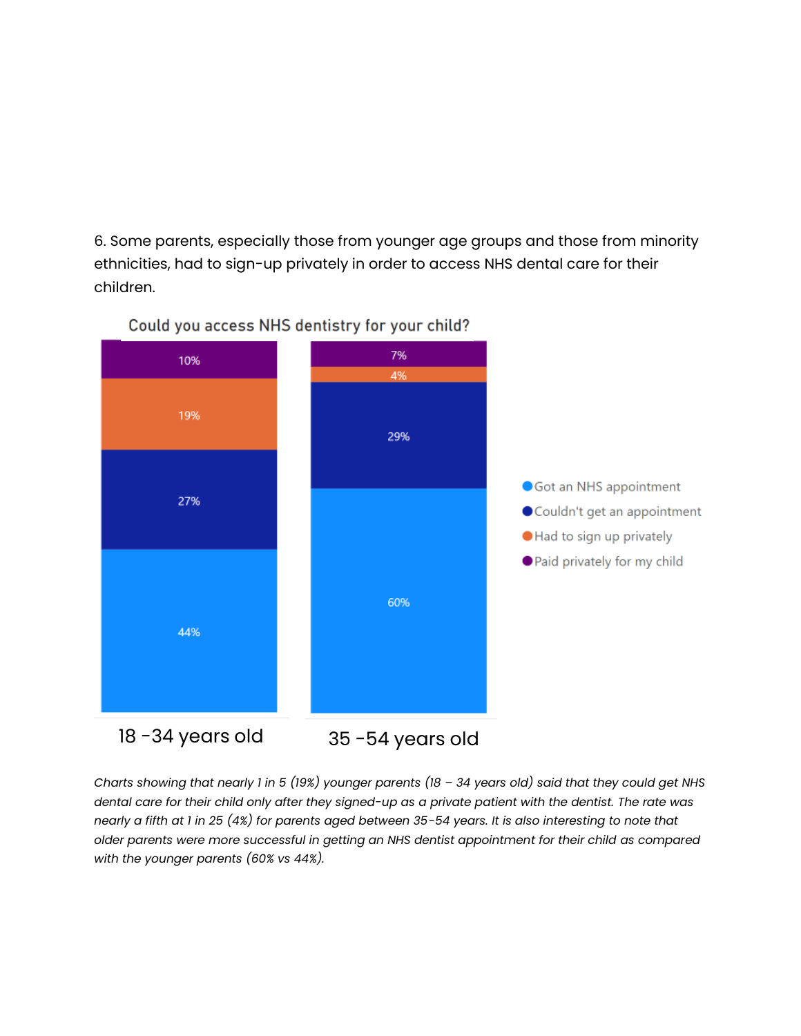6. Some parents, especially those from younger age groups and those from minority ethnicities, had to sign-up privately in order to access NHS dental care for their children.

**Could you access NHS dentistry for your child?**

| | 18 -34 years old | 35 -54 years old |
|---|---|---|
| Got an NHS appointment | 44% | 60% |
| Couldn't get an appointment | 27% | 29% |
| Had to sign up privately | 19% | 4% |
| Paid privately for my child | 10% | 7% |

*Charts showing that nearly 1 in 5 (19%) younger parents (18 – 34 years old) said that they could get NHS dental care for their child only after they signed-up as a private patient with the dentist. The rate was nearly a fifth at 1 in 25 (4%) for parents aged between 35-54 years. It is also interesting to note that older parents were more successful in getting an NHS dentist appointment for their child as compared with the younger parents (60% vs 44%).*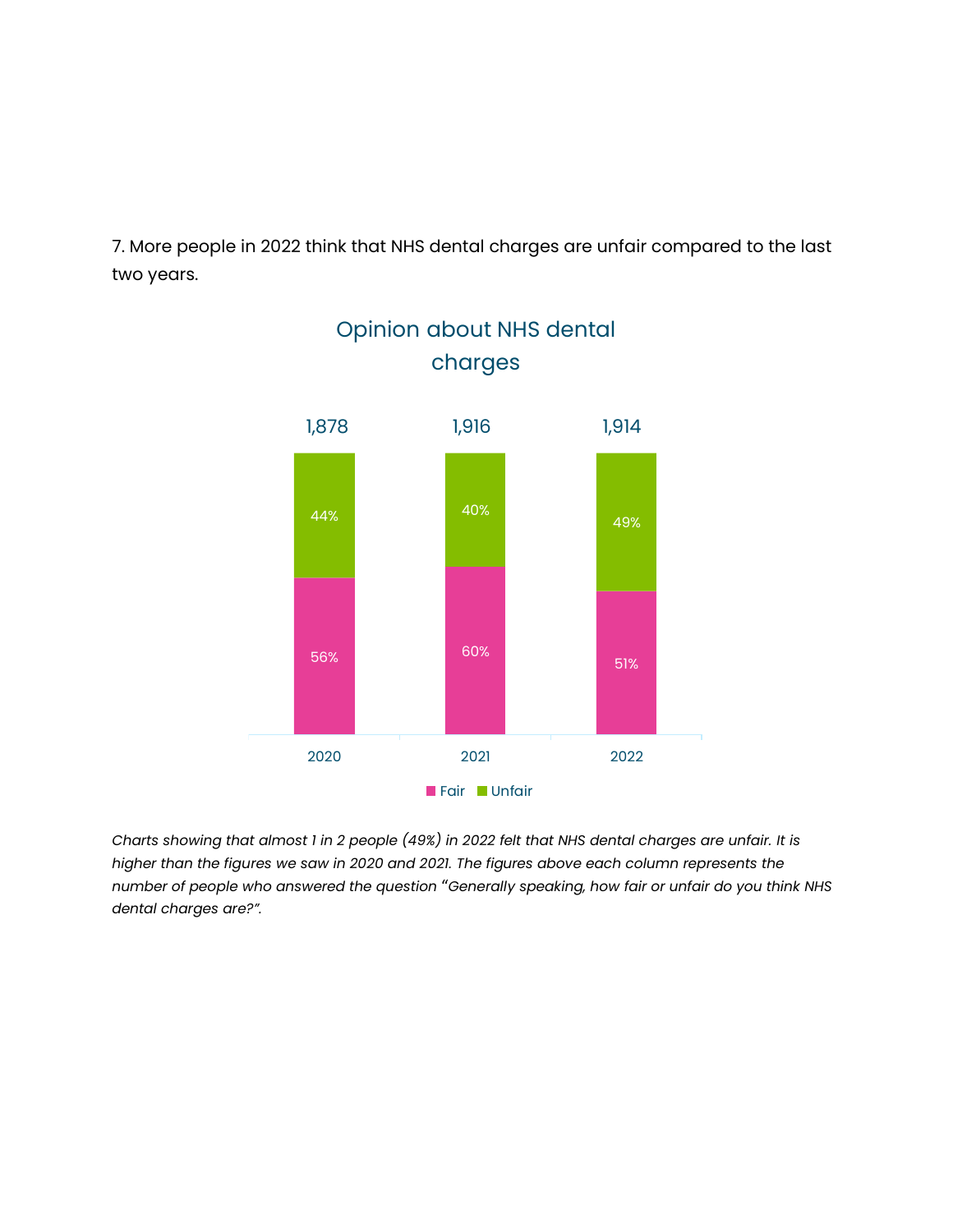7. More people in 2022 think that NHS dental charges are unfair compared to the last two years.

**Opinion about NHS dental charges**

| Year | Respondents | Fair | Unfair |
| --- | --- | --- | --- |
| 2020 | 1,878 | 56% | 44% |
| 2021 | 1,916 | 60% | 40% |
| 2022 | 1,914 | 51% | 49% |

*Charts showing that almost 1 in 2 people (49%) in 2022 felt that NHS dental charges are unfair. It is higher than the figures we saw in 2020 and 2021. The figures above each column represents the number of people who answered the question "Generally speaking, how fair or unfair do you think NHS dental charges are?".*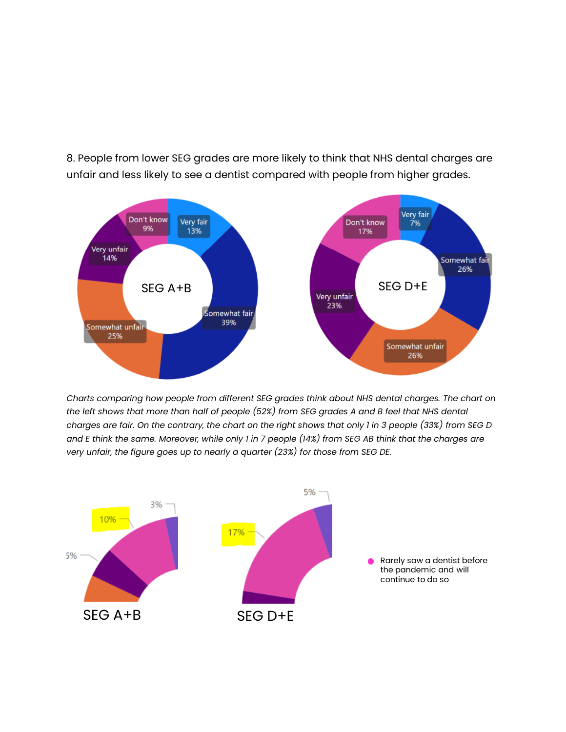8. People from lower SEG grades are more likely to think that NHS dental charges are unfair and less likely to see a dentist compared with people from higher grades.

| | SEG A+B | SEG D+E |
|---|---|---|
| Very fair | 13% | 7% |
| Somewhat fair | 39% | 26% |
| Somewhat unfair | 25% | 26% |
| Very unfair | 14% | 23% |
| Don't know | 9% | 17% |

*Charts comparing how people from different SEG grades think about NHS dental charges. The chart on the left shows that more than half of people (52%) from SEG grades A and B feel that NHS dental charges are fair. On the contrary, the chart on the right shows that only 1 in 3 people (33%) from SEG D and E think the same. Moreover, while only 1 in 7 people (14%) from SEG AB think that the charges are very unfair, the figure goes up to nearly a quarter (23%) for those from SEG DE.*

SEG A+B: 5%, 10%, 3%

SEG D+E: 17%, 5%

● Rarely saw a dentist before the pandemic and will continue to do so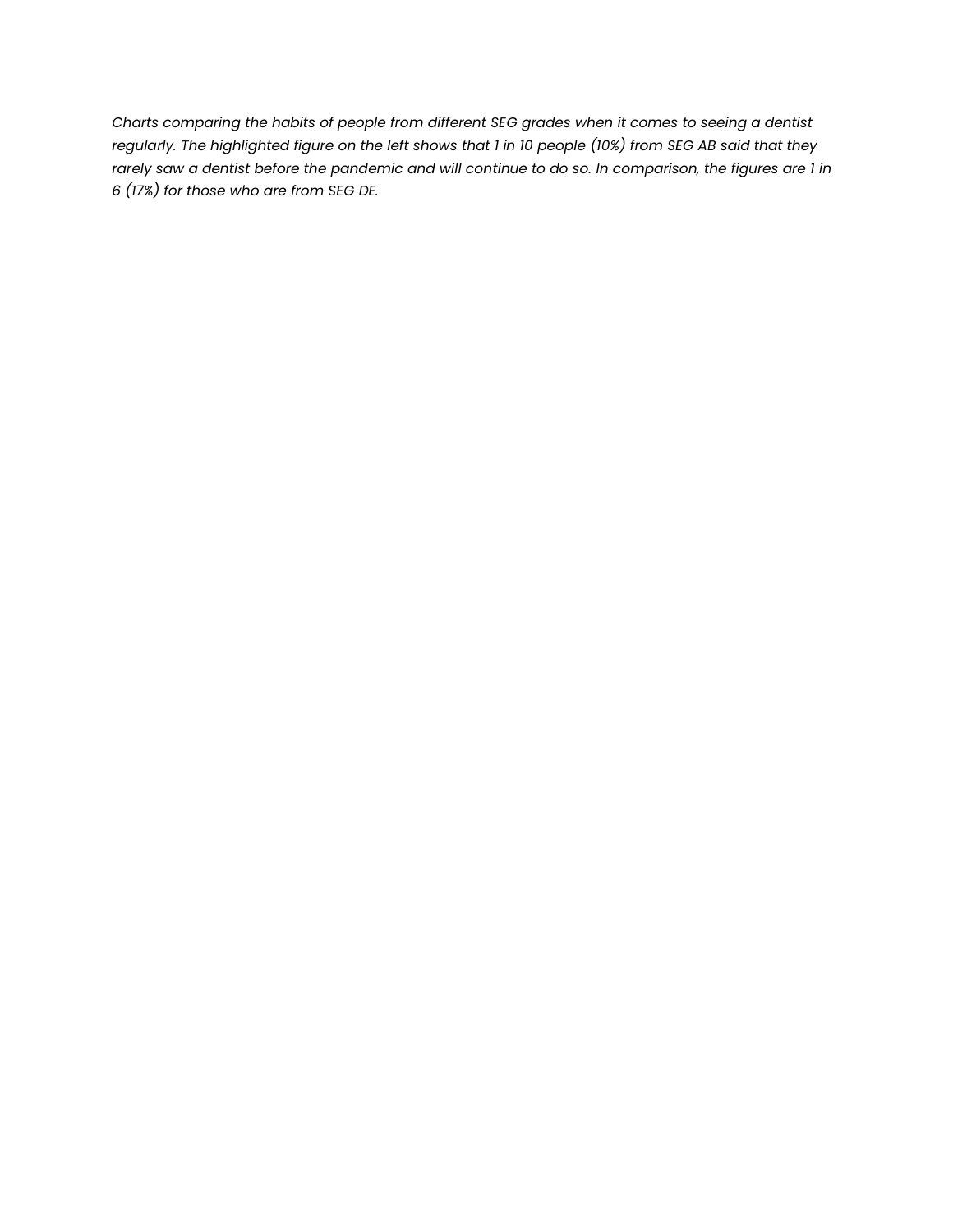*Charts comparing the habits of people from different SEG grades when it comes to seeing a dentist regularly. The highlighted figure on the left shows that 1 in 10 people (10%) from SEG AB said that they rarely saw a dentist before the pandemic and will continue to do so. In comparison, the figures are 1 in 6 (17%) for those who are from SEG DE.*